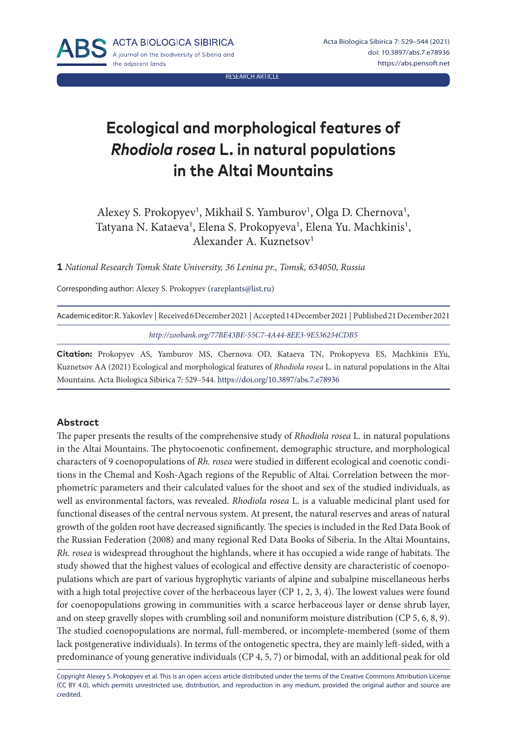RESEARCH ARTICLE

# Ecological and morphological features of *Rhodiola rosea* L. in natural populations in the Altai Mountains

Alexey S. Prokopyev[1], Mikhail S. Yamburov[1], Olga D. Chernova[1], Tatyana N. Kataeva[1], Elena S. Prokopyeva[1], Elena Yu. Machkinis[1], Alexander A. Kuznetsov[1]

**1** *National Research Tomsk State University, 36 Lenina pr., Tomsk, 634050, Russia*

Corresponding author: Alexey S. Prokopyev (rareplants@list.ru)

Academic editor: R. Yakovlev | Received 6 December 2021 | Accepted 14 December 2021 | Published 21 December 2021

*http://zoobank.org/77BE43BE-55C7-4A44-8EE3-9E536234CDB5*

**Citation:** Prokopyev AS, Yamburov MS, Chernova OD, Kataeva TN, Prokopyeva ES, Machkinis EYu, Kuznetsov AA (2021) Ecological and morphological features of *Rhodiola rosea* L. in natural populations in the Altai Mountains. Acta Biologica Sibirica 7: 529–544. https://doi.org/10.3897/abs.7.e78936

## Abstract

The paper presents the results of the comprehensive study of *Rhodiola rosea* L. in natural populations in the Altai Mountains. The phytocoenotic confinement, demographic structure, and morphological characters of 9 coenopopulations of *Rh. rosea* were studied in different ecological and coenotic conditions in the Chemal and Kosh-Agach regions of the Republic of Altai. Correlation between the morphometric parameters and their calculated values for the shoot and sex of the studied individuals, as well as environmental factors, was revealed. *Rhodiola rosea* L. is a valuable medicinal plant used for functional diseases of the central nervous system. At present, the natural reserves and areas of natural growth of the golden root have decreased significantly. The species is included in the Red Data Book of the Russian Federation (2008) and many regional Red Data Books of Siberia. In the Altai Mountains, *Rh. rosea* is widespread throughout the highlands, where it has occupied a wide range of habitats. The study showed that the highest values of ecological and effective density are characteristic of coenopopulations which are part of various hygrophytic variants of alpine and subalpine miscellaneous herbs with a high total projective cover of the herbaceous layer (CP 1, 2, 3, 4). The lowest values were found for coenopopulations growing in communities with a scarce herbaceous layer or dense shrub layer, and on steep gravelly slopes with crumbling soil and nonuniform moisture distribution (CP 5, 6, 8, 9). The studied coenopopulations are normal, full-membered, or incomplete-membered (some of them lack postgenerative individuals). In terms of the ontogenetic spectra, they are mainly left-sided, with a predominance of young generative individuals (CP 4, 5, 7) or bimodal, with an additional peak for old

Copyright Alexey S. Prokopyev et al. This is an open access article distributed under the terms of the Creative Commons Attribution License (CC BY 4.0), which permits unrestricted use, distribution, and reproduction in any medium, provided the original author and source are credited.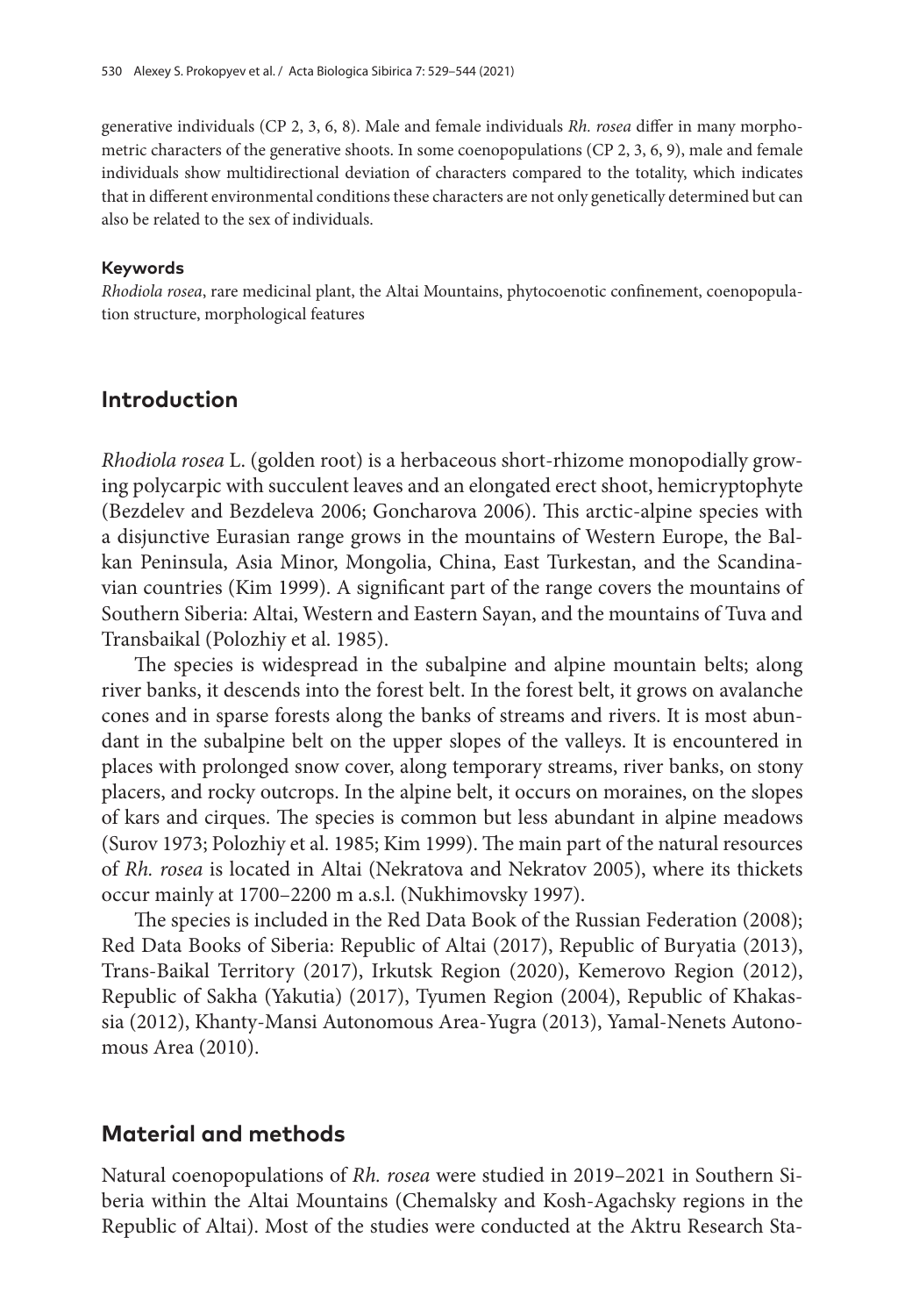generative individuals (CP 2, 3, 6, 8). Male and female individuals *Rh. rosea* differ in many morphometric characters of the generative shoots. In some coenopopulations (CP 2, 3, 6, 9), male and female individuals show multidirectional deviation of characters compared to the totality, which indicates that in different environmental conditions these characters are not only genetically determined but can also be related to the sex of individuals.

#### Keywords

*Rhodiola rosea*, rare medicinal plant, the Altai Mountains, phytocoenotic confinement, coenopopulation structure, morphological features

## Introduction

*Rhodiola rosea* L. (golden root) is a herbaceous short-rhizome monopodially growing polycarpic with succulent leaves and an elongated erect shoot, hemicryptophyte (Bezdelev and Bezdeleva 2006; Goncharova 2006). This arctic-alpine species with a disjunctive Eurasian range grows in the mountains of Western Europe, the Balkan Peninsula, Asia Minor, Mongolia, China, East Turkestan, and the Scandinavian countries (Kim 1999). A significant part of the range covers the mountains of Southern Siberia: Altai, Western and Eastern Sayan, and the mountains of Tuva and Transbaikal (Polozhiy et al. 1985).

The species is widespread in the subalpine and alpine mountain belts; along river banks, it descends into the forest belt. In the forest belt, it grows on avalanche cones and in sparse forests along the banks of streams and rivers. It is most abundant in the subalpine belt on the upper slopes of the valleys. It is encountered in places with prolonged snow cover, along temporary streams, river banks, on stony placers, and rocky outcrops. In the alpine belt, it occurs on moraines, on the slopes of kars and cirques. The species is common but less abundant in alpine meadows (Surov 1973; Polozhiy et al. 1985; Kim 1999). The main part of the natural resources of *Rh. rosea* is located in Altai (Nekratova and Nekratov 2005), where its thickets occur mainly at 1700–2200 m a.s.l. (Nukhimovsky 1997).

The species is included in the Red Data Book of the Russian Federation (2008); Red Data Books of Siberia: Republic of Altai (2017), Republic of Buryatia (2013), Trans-Baikal Territory (2017), Irkutsk Region (2020), Kemerovo Region (2012), Republic of Sakha (Yakutia) (2017), Tyumen Region (2004), Republic of Khakassia (2012), Khanty-Mansi Autonomous Area-Yugra (2013), Yamal-Nenets Autonomous Area (2010).

## Material and methods

Natural coenopopulations of *Rh. rosea* were studied in 2019–2021 in Southern Siberia within the Altai Mountains (Chemalsky and Kosh-Agachsky regions in the Republic of Altai). Most of the studies were conducted at the Aktru Research Sta-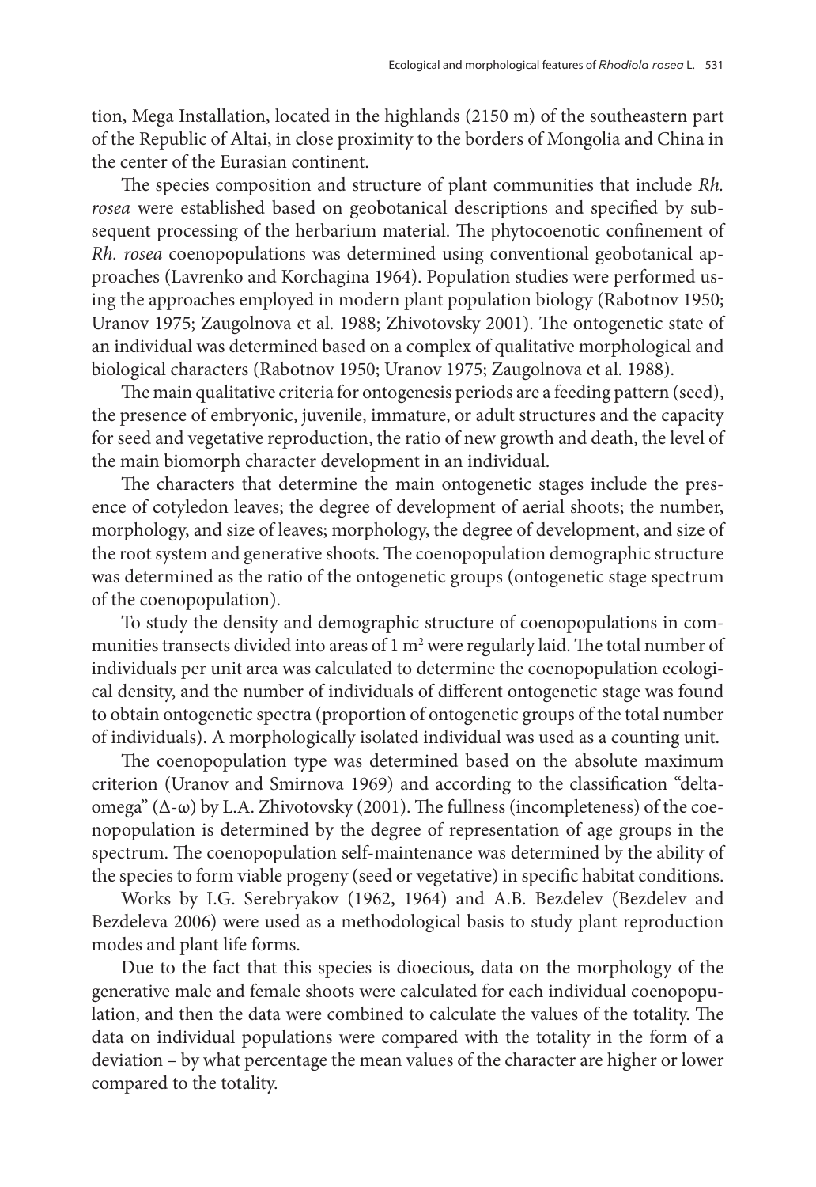tion, Mega Installation, located in the highlands (2150 m) of the southeastern part of the Republic of Altai, in close proximity to the borders of Mongolia and China in the center of the Eurasian continent.

The species composition and structure of plant communities that include *Rh. rosea* were established based on geobotanical descriptions and specified by subsequent processing of the herbarium material. The phytocoenotic confinement of *Rh. rosea* coenopopulations was determined using conventional geobotanical approaches (Lavrenko and Korchagina 1964). Population studies were performed using the approaches employed in modern plant population biology (Rabotnov 1950; Uranov 1975; Zaugolnova et al. 1988; Zhivotovsky 2001). The ontogenetic state of an individual was determined based on a complex of qualitative morphological and biological characters (Rabotnov 1950; Uranov 1975; Zaugolnova et al. 1988).

The main qualitative criteria for ontogenesis periods are a feeding pattern (seed), the presence of embryonic, juvenile, immature, or adult structures and the capacity for seed and vegetative reproduction, the ratio of new growth and death, the level of the main biomorph character development in an individual.

The characters that determine the main ontogenetic stages include the presence of cotyledon leaves; the degree of development of aerial shoots; the number, morphology, and size of leaves; morphology, the degree of development, and size of the root system and generative shoots. The coenopopulation demographic structure was determined as the ratio of the ontogenetic groups (ontogenetic stage spectrum of the coenopopulation).

To study the density and demographic structure of coenopopulations in communities transects divided into areas of 1 m$^2$ were regularly laid. The total number of individuals per unit area was calculated to determine the coenopopulation ecological density, and the number of individuals of different ontogenetic stage was found to obtain ontogenetic spectra (proportion of ontogenetic groups of the total number of individuals). A morphologically isolated individual was used as a counting unit.

The coenopopulation type was determined based on the absolute maximum criterion (Uranov and Smirnova 1969) and according to the classification "delta-omega" (Δ-ω) by L.A. Zhivotovsky (2001). The fullness (incompleteness) of the coenopopulation is determined by the degree of representation of age groups in the spectrum. The coenopopulation self-maintenance was determined by the ability of the species to form viable progeny (seed or vegetative) in specific habitat conditions.

Works by I.G. Serebryakov (1962, 1964) and A.B. Bezdelev (Bezdelev and Bezdeleva 2006) were used as a methodological basis to study plant reproduction modes and plant life forms.

Due to the fact that this species is dioecious, data on the morphology of the generative male and female shoots were calculated for each individual coenopopulation, and then the data were combined to calculate the values of the totality. The data on individual populations were compared with the totality in the form of a deviation – by what percentage the mean values of the character are higher or lower compared to the totality.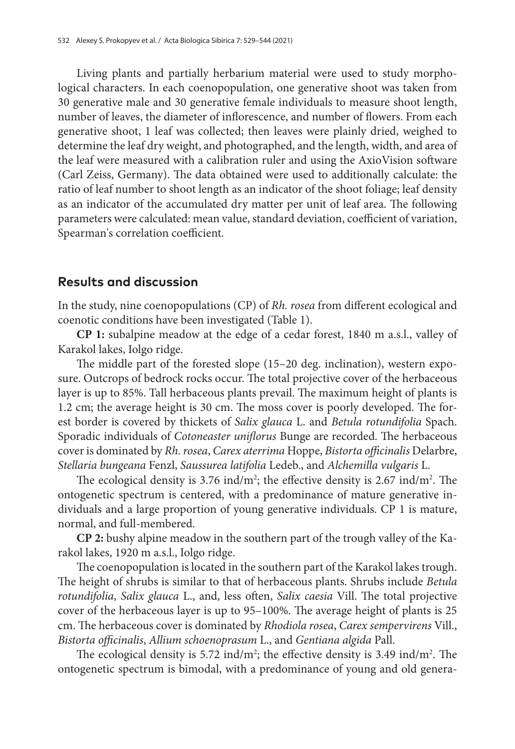Living plants and partially herbarium material were used to study morphological characters. In each coenopopulation, one generative shoot was taken from 30 generative male and 30 generative female individuals to measure shoot length, number of leaves, the diameter of inflorescence, and number of flowers. From each generative shoot, 1 leaf was collected; then leaves were plainly dried, weighed to determine the leaf dry weight, and photographed, and the length, width, and area of the leaf were measured with a calibration ruler and using the AxioVision software (Carl Zeiss, Germany). The data obtained were used to additionally calculate: the ratio of leaf number to shoot length as an indicator of the shoot foliage; leaf density as an indicator of the accumulated dry matter per unit of leaf area. The following parameters were calculated: mean value, standard deviation, coefficient of variation, Spearman's correlation coefficient.

## Results and discussion

In the study, nine coenopopulations (CP) of *Rh. rosea* from different ecological and coenotic conditions have been investigated (Table 1).

**CP 1:** subalpine meadow at the edge of a cedar forest, 1840 m a.s.l., valley of Karakol lakes, Iolgo ridge.

The middle part of the forested slope (15–20 deg. inclination), western exposure. Outcrops of bedrock rocks occur. The total projective cover of the herbaceous layer is up to 85%. Tall herbaceous plants prevail. The maximum height of plants is 1.2 cm; the average height is 30 cm. The moss cover is poorly developed. The forest border is covered by thickets of *Salix glauca* L. and *Betula rotundifolia* Spach. Sporadic individuals of *Cotoneaster uniflorus* Bunge are recorded. The herbaceous cover is dominated by *Rh. rosea*, *Carex aterrima* Hoppe, *Bistorta officinalis* Delarbre, *Stellaria bungeana* Fenzl, *Saussurea latifolia* Ledeb., and *Alchemilla vulgaris* L.

The ecological density is 3.76 ind/m$^2$; the effective density is 2.67 ind/m$^2$. The ontogenetic spectrum is centered, with a predominance of mature generative individuals and a large proportion of young generative individuals. CP 1 is mature, normal, and full-membered.

**CP 2:** bushy alpine meadow in the southern part of the trough valley of the Karakol lakes, 1920 m a.s.l., Iolgo ridge.

The coenopopulation is located in the southern part of the Karakol lakes trough. The height of shrubs is similar to that of herbaceous plants. Shrubs include *Betula rotundifolia*, *Salix glauca* L., and, less often, *Salix caesia* Vill. The total projective cover of the herbaceous layer is up to 95–100%. The average height of plants is 25 cm. The herbaceous cover is dominated by *Rhodiola rosea*, *Carex sempervirens* Vill., *Bistorta officinalis*, *Allium schoenoprasum* L., and *Gentiana algida* Pall.

The ecological density is 5.72 ind/m$^2$; the effective density is 3.49 ind/m$^2$. The ontogenetic spectrum is bimodal, with a predominance of young and old genera-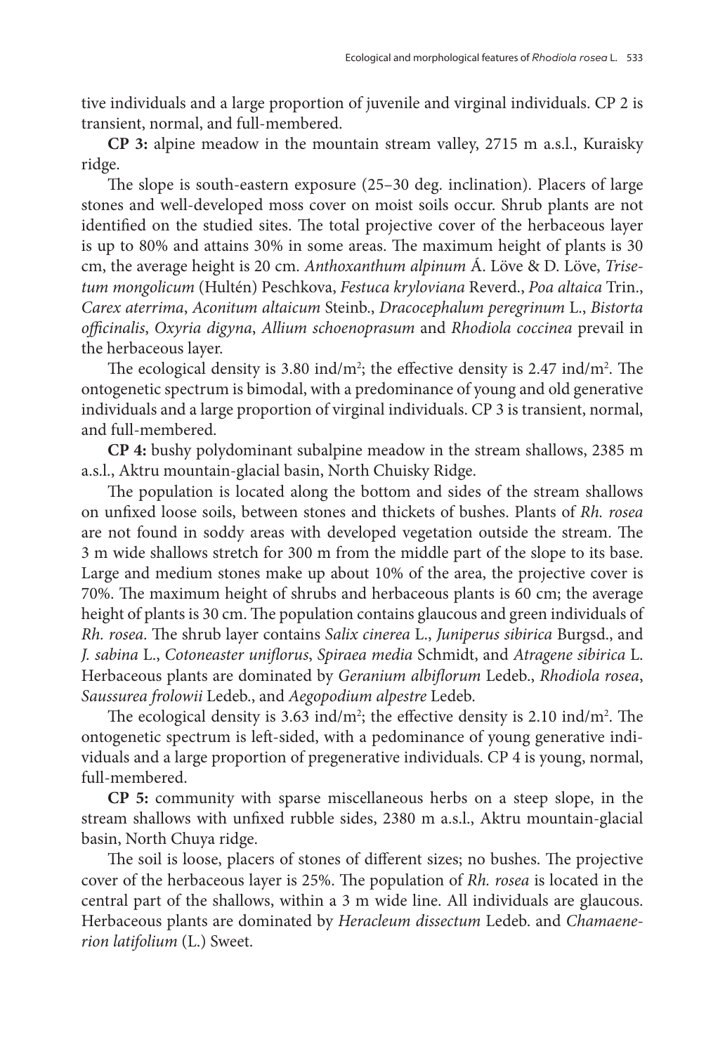tive individuals and a large proportion of juvenile and virginal individuals. CP 2 is transient, normal, and full-membered.

**CP 3:** alpine meadow in the mountain stream valley, 2715 m a.s.l., Kuraisky ridge.

The slope is south-eastern exposure (25–30 deg. inclination). Placers of large stones and well-developed moss cover on moist soils occur. Shrub plants are not identified on the studied sites. The total projective cover of the herbaceous layer is up to 80% and attains 30% in some areas. The maximum height of plants is 30 cm, the average height is 20 cm. *Anthoxanthum alpinum* Á. Löve & D. Löve, *Trisetum mongolicum* (Hultén) Peschkova, *Festuca kryloviana* Reverd., *Poa altaica* Trin., *Carex aterrima*, *Aconitum altaicum* Steinb., *Dracocephalum peregrinum* L., *Bistorta officinalis*, *Oxyria digyna*, *Allium schoenoprasum* and *Rhodiola coccinea* prevail in the herbaceous layer.

The ecological density is 3.80 ind/m$^2$; the effective density is 2.47 ind/m$^2$. The ontogenetic spectrum is bimodal, with a predominance of young and old generative individuals and a large proportion of virginal individuals. CP 3 is transient, normal, and full-membered.

**CP 4:** bushy polydominant subalpine meadow in the stream shallows, 2385 m a.s.l., Aktru mountain-glacial basin, North Chuisky Ridge.

The population is located along the bottom and sides of the stream shallows on unfixed loose soils, between stones and thickets of bushes. Plants of *Rh. rosea* are not found in soddy areas with developed vegetation outside the stream. The 3 m wide shallows stretch for 300 m from the middle part of the slope to its base. Large and medium stones make up about 10% of the area, the projective cover is 70%. The maximum height of shrubs and herbaceous plants is 60 cm; the average height of plants is 30 cm. The population contains glaucous and green individuals of *Rh. rosea*. The shrub layer contains *Salix cinerea* L., *Juniperus sibirica* Burgsd., and *J. sabina* L., *Cotoneaster uniflorus*, *Spiraea media* Schmidt, and *Atragene sibirica* L. Herbaceous plants are dominated by *Geranium albiflorum* Ledeb., *Rhodiola rosea*, *Saussurea frolowii* Ledeb., and *Aegopodium alpestre* Ledeb.

The ecological density is 3.63 ind/m$^2$; the effective density is 2.10 ind/m$^2$. The ontogenetic spectrum is left-sided, with a pedominance of young generative individuals and a large proportion of pregenerative individuals. CP 4 is young, normal, full-membered.

**CP 5:** community with sparse miscellaneous herbs on a steep slope, in the stream shallows with unfixed rubble sides, 2380 m a.s.l., Aktru mountain-glacial basin, North Chuya ridge.

The soil is loose, placers of stones of different sizes; no bushes. The projective cover of the herbaceous layer is 25%. The population of *Rh. rosea* is located in the central part of the shallows, within a 3 m wide line. All individuals are glaucous. Herbaceous plants are dominated by *Heracleum dissectum* Ledeb. and *Chamaenerion latifolium* (L.) Sweet.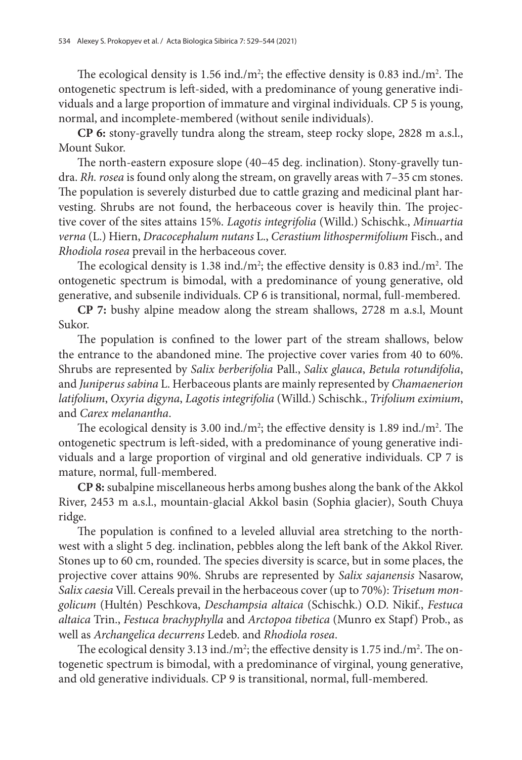The ecological density is 1.56 ind./m$^2$; the effective density is 0.83 ind./m$^2$. The ontogenetic spectrum is left-sided, with a predominance of young generative individuals and a large proportion of immature and virginal individuals. CP 5 is young, normal, and incomplete-membered (without senile individuals).

**CP 6:** stony-gravelly tundra along the stream, steep rocky slope, 2828 m a.s.l., Mount Sukor.

The north-eastern exposure slope (40–45 deg. inclination). Stony-gravelly tundra. *Rh. rosea* is found only along the stream, on gravelly areas with 7–35 cm stones. The population is severely disturbed due to cattle grazing and medicinal plant harvesting. Shrubs are not found, the herbaceous cover is heavily thin. The projective cover of the sites attains 15%. *Lagotis integrifolia* (Willd.) Schischk., *Minuartia verna* (L.) Hiern, *Dracocephalum nutans* L., *Cerastium lithospermifolium* Fisch., and *Rhodiola rosea* prevail in the herbaceous cover.

The ecological density is 1.38 ind./m$^2$; the effective density is 0.83 ind./m$^2$. The ontogenetic spectrum is bimodal, with a predominance of young generative, old generative, and subsenile individuals. CP 6 is transitional, normal, full-membered.

**CP 7:** bushy alpine meadow along the stream shallows, 2728 m a.s.l, Mount Sukor.

The population is confined to the lower part of the stream shallows, below the entrance to the abandoned mine. The projective cover varies from 40 to 60%. Shrubs are represented by *Salix berberifolia* Pall., *Salix glauca*, *Betula rotundifolia*, and *Juniperus sabina* L. Herbaceous plants are mainly represented by *Chamaenerion latifolium*, *Oxyria digyna*, *Lagotis integrifolia* (Willd.) Schischk., *Trifolium eximium*, and *Carex melanantha*.

The ecological density is 3.00 ind./m$^2$; the effective density is 1.89 ind./m$^2$. The ontogenetic spectrum is left-sided, with a predominance of young generative individuals and a large proportion of virginal and old generative individuals. CP 7 is mature, normal, full-membered.

**CP 8:** subalpine miscellaneous herbs among bushes along the bank of the Akkol River, 2453 m a.s.l., mountain-glacial Akkol basin (Sophia glacier), South Chuya ridge.

The population is confined to a leveled alluvial area stretching to the northwest with a slight 5 deg. inclination, pebbles along the left bank of the Akkol River. Stones up to 60 cm, rounded. The species diversity is scarce, but in some places, the projective cover attains 90%. Shrubs are represented by *Salix sajanensis* Nasarow, *Salix caesia* Vill. Cereals prevail in the herbaceous cover (up to 70%): *Trisetum mongolicum* (Hultén) Peschkova, *Deschampsia altaica* (Schischk.) O.D. Nikif., *Festuca altaica* Trin., *Festuca brachyphylla* and *Arctopoa tibetica* (Munro ex Stapf) Prob., as well as *Archangelica decurrens* Ledeb. and *Rhodiola rosea*.

The ecological density 3.13 ind./m$^2$; the effective density is 1.75 ind./m$^2$. The ontogenetic spectrum is bimodal, with a predominance of virginal, young generative, and old generative individuals. CP 9 is transitional, normal, full-membered.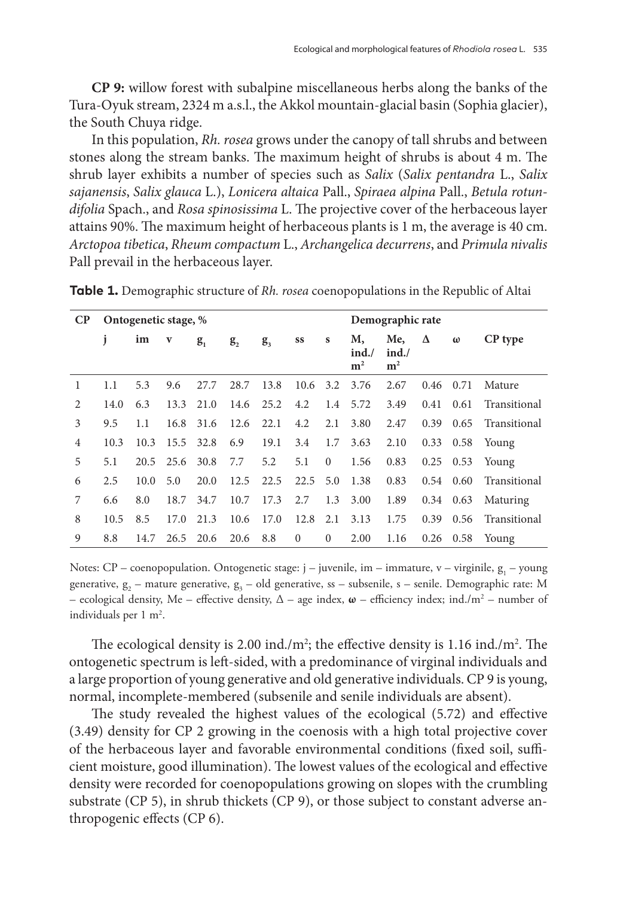**CP 9:** willow forest with subalpine miscellaneous herbs along the banks of the Tura-Oyuk stream, 2324 m a.s.l., the Akkol mountain-glacial basin (Sophia glacier), the South Chuya ridge.

In this population, *Rh. rosea* grows under the canopy of tall shrubs and between stones along the stream banks. The maximum height of shrubs is about 4 m. The shrub layer exhibits a number of species such as *Salix* (*Salix pentandra* L., *Salix sajanensis*, *Salix glauca* L.), *Lonicera altaica* Pall., *Spiraea alpina* Pall., *Betula rotundifolia* Spach., and *Rosa spinosissima* L. The projective cover of the herbaceous layer attains 90%. The maximum height of herbaceous plants is 1 m, the average is 40 cm. *Arctopoa tibetica*, *Rheum compactum* L., *Archangelica decurrens*, and *Primula nivalis* Pall prevail in the herbaceous layer.

**Table 1.** Demographic structure of *Rh. rosea* coenopopulations in the Republic of Altai

| CP | Ontogenetic stage, % | | | | | | | | Demographic rate | | | | |
|---|---|---|---|---|---|---|---|---|---|---|---|---|---|
| | j | im | v | $g_1$ | $g_2$ | $g_3$ | ss | s | M, ind./m² | Me, ind./m² | Δ | ω | CP type |
| 1 | 1.1 | 5.3 | 9.6 | 27.7 | 28.7 | 13.8 | 10.6 | 3.2 | 3.76 | 2.67 | 0.46 | 0.71 | Mature |
| 2 | 14.0 | 6.3 | 13.3 | 21.0 | 14.6 | 25.2 | 4.2 | 1.4 | 5.72 | 3.49 | 0.41 | 0.61 | Transitional |
| 3 | 9.5 | 1.1 | 16.8 | 31.6 | 12.6 | 22.1 | 4.2 | 2.1 | 3.80 | 2.47 | 0.39 | 0.65 | Transitional |
| 4 | 10.3 | 10.3 | 15.5 | 32.8 | 6.9 | 19.1 | 3.4 | 1.7 | 3.63 | 2.10 | 0.33 | 0.58 | Young |
| 5 | 5.1 | 20.5 | 25.6 | 30.8 | 7.7 | 5.2 | 5.1 | 0 | 1.56 | 0.83 | 0.25 | 0.53 | Young |
| 6 | 2.5 | 10.0 | 5.0 | 20.0 | 12.5 | 22.5 | 22.5 | 5.0 | 1.38 | 0.83 | 0.54 | 0.60 | Transitional |
| 7 | 6.6 | 8.0 | 18.7 | 34.7 | 10.7 | 17.3 | 2.7 | 1.3 | 3.00 | 1.89 | 0.34 | 0.63 | Maturing |
| 8 | 10.5 | 8.5 | 17.0 | 21.3 | 10.6 | 17.0 | 12.8 | 2.1 | 3.13 | 1.75 | 0.39 | 0.56 | Transitional |
| 9 | 8.8 | 14.7 | 26.5 | 20.6 | 20.6 | 8.8 | 0 | 0 | 2.00 | 1.16 | 0.26 | 0.58 | Young |

Notes: CP – coenopopulation. Ontogenetic stage: j – juvenile, im – immature, v – virginile, $g_1$ – young generative, $g_2$ – mature generative, $g_3$ – old generative, ss – subsenile, s – senile. Demographic rate: M – ecological density, Me – effective density, Δ – age index, **ω** – efficiency index; ind./m² – number of individuals per 1 m².

The ecological density is 2.00 ind./m²; the effective density is 1.16 ind./m². The ontogenetic spectrum is left-sided, with a predominance of virginal individuals and a large proportion of young generative and old generative individuals. CP 9 is young, normal, incomplete-membered (subsenile and senile individuals are absent).

The study revealed the highest values of the ecological (5.72) and effective (3.49) density for CP 2 growing in the coenosis with a high total projective cover of the herbaceous layer and favorable environmental conditions (fixed soil, sufficient moisture, good illumination). The lowest values of the ecological and effective density were recorded for coenopopulations growing on slopes with the crumbling substrate (CP 5), in shrub thickets (CP 9), or those subject to constant adverse anthropogenic effects (CP 6).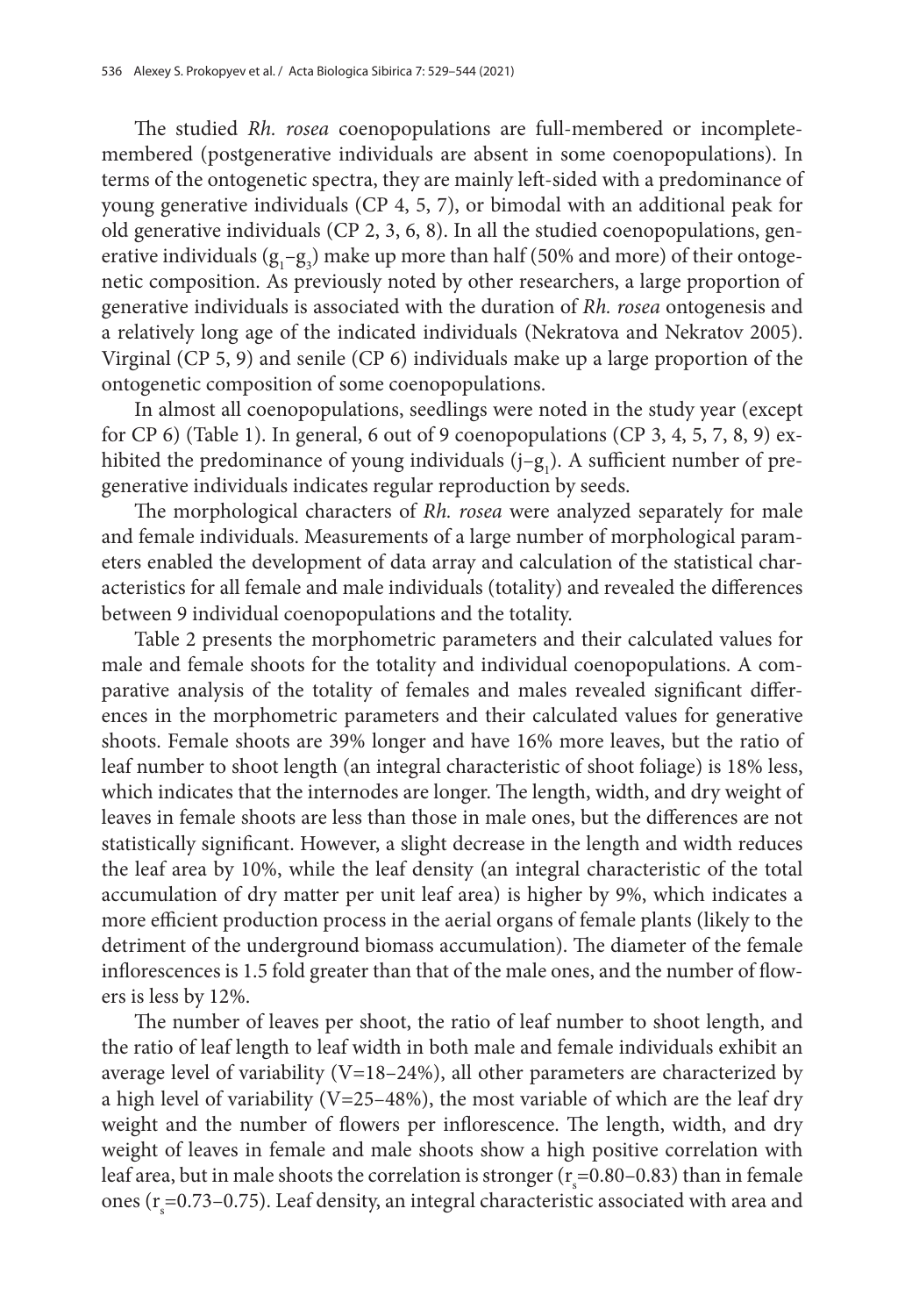The studied *Rh. rosea* coenopopulations are full-membered or incomplete-membered (postgenerative individuals are absent in some coenopopulations). In terms of the ontogenetic spectra, they are mainly left-sided with a predominance of young generative individuals (CP 4, 5, 7), or bimodal with an additional peak for old generative individuals (CP 2, 3, 6, 8). In all the studied coenopopulations, generative individuals ($g_1$–$g_3$) make up more than half (50% and more) of their ontogenetic composition. As previously noted by other researchers, a large proportion of generative individuals is associated with the duration of *Rh. rosea* ontogenesis and a relatively long age of the indicated individuals (Nekratova and Nekratov 2005). Virginal (CP 5, 9) and senile (CP 6) individuals make up a large proportion of the ontogenetic composition of some coenopopulations.

In almost all coenopopulations, seedlings were noted in the study year (except for CP 6) (Table 1). In general, 6 out of 9 coenopopulations (CP 3, 4, 5, 7, 8, 9) exhibited the predominance of young individuals (j–$g_1$). A sufficient number of pregenerative individuals indicates regular reproduction by seeds.

The morphological characters of *Rh. rosea* were analyzed separately for male and female individuals. Measurements of a large number of morphological parameters enabled the development of data array and calculation of the statistical characteristics for all female and male individuals (totality) and revealed the differences between 9 individual coenopopulations and the totality.

Table 2 presents the morphometric parameters and their calculated values for male and female shoots for the totality and individual coenopopulations. A comparative analysis of the totality of females and males revealed significant differences in the morphometric parameters and their calculated values for generative shoots. Female shoots are 39% longer and have 16% more leaves, but the ratio of leaf number to shoot length (an integral characteristic of shoot foliage) is 18% less, which indicates that the internodes are longer. The length, width, and dry weight of leaves in female shoots are less than those in male ones, but the differences are not statistically significant. However, a slight decrease in the length and width reduces the leaf area by 10%, while the leaf density (an integral characteristic of the total accumulation of dry matter per unit leaf area) is higher by 9%, which indicates a more efficient production process in the aerial organs of female plants (likely to the detriment of the underground biomass accumulation). The diameter of the female inflorescences is 1.5 fold greater than that of the male ones, and the number of flowers is less by 12%.

The number of leaves per shoot, the ratio of leaf number to shoot length, and the ratio of leaf length to leaf width in both male and female individuals exhibit an average level of variability (V=18–24%), all other parameters are characterized by a high level of variability (V=25–48%), the most variable of which are the leaf dry weight and the number of flowers per inflorescence. The length, width, and dry weight of leaves in female and male shoots show a high positive correlation with leaf area, but in male shoots the correlation is stronger ($r_s$=0.80–0.83) than in female ones ($r_s$=0.73–0.75). Leaf density, an integral characteristic associated with area and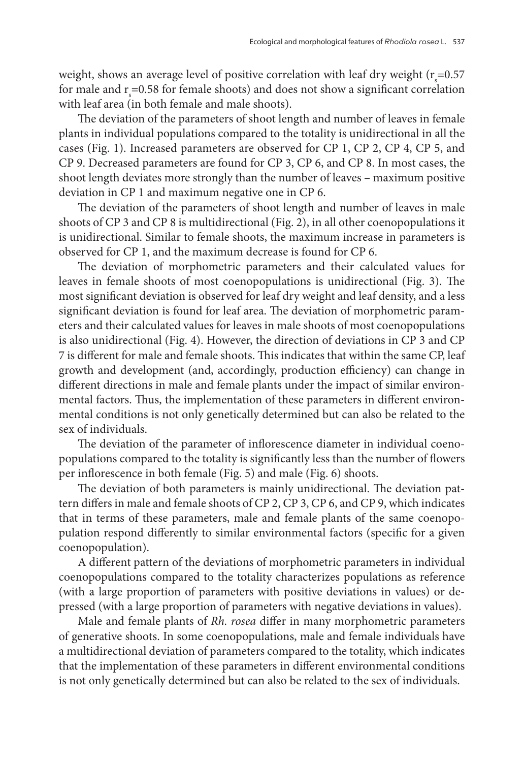weight, shows an average level of positive correlation with leaf dry weight ($r_s$=0.57 for male and $r_s$=0.58 for female shoots) and does not show a significant correlation with leaf area (in both female and male shoots).

The deviation of the parameters of shoot length and number of leaves in female plants in individual populations compared to the totality is unidirectional in all the cases (Fig. 1). Increased parameters are observed for CP 1, CP 2, CP 4, CP 5, and CP 9. Decreased parameters are found for CP 3, CP 6, and CP 8. In most cases, the shoot length deviates more strongly than the number of leaves – maximum positive deviation in CP 1 and maximum negative one in CP 6.

The deviation of the parameters of shoot length and number of leaves in male shoots of CP 3 and CP 8 is multidirectional (Fig. 2), in all other coenopopulations it is unidirectional. Similar to female shoots, the maximum increase in parameters is observed for CP 1, and the maximum decrease is found for CP 6.

The deviation of morphometric parameters and their calculated values for leaves in female shoots of most coenopopulations is unidirectional (Fig. 3). The most significant deviation is observed for leaf dry weight and leaf density, and a less significant deviation is found for leaf area. The deviation of morphometric parameters and their calculated values for leaves in male shoots of most coenopopulations is also unidirectional (Fig. 4). However, the direction of deviations in CP 3 and CP 7 is different for male and female shoots. This indicates that within the same CP, leaf growth and development (and, accordingly, production efficiency) can change in different directions in male and female plants under the impact of similar environmental factors. Thus, the implementation of these parameters in different environmental conditions is not only genetically determined but can also be related to the sex of individuals.

The deviation of the parameter of inflorescence diameter in individual coenopopulations compared to the totality is significantly less than the number of flowers per inflorescence in both female (Fig. 5) and male (Fig. 6) shoots.

The deviation of both parameters is mainly unidirectional. The deviation pattern differs in male and female shoots of CP 2, CP 3, CP 6, and CP 9, which indicates that in terms of these parameters, male and female plants of the same coenopopulation respond differently to similar environmental factors (specific for a given coenopopulation).

A different pattern of the deviations of morphometric parameters in individual coenopopulations compared to the totality characterizes populations as reference (with a large proportion of parameters with positive deviations in values) or depressed (with a large proportion of parameters with negative deviations in values).

Male and female plants of *Rh. rosea* differ in many morphometric parameters of generative shoots. In some coenopopulations, male and female individuals have a multidirectional deviation of parameters compared to the totality, which indicates that the implementation of these parameters in different environmental conditions is not only genetically determined but can also be related to the sex of individuals.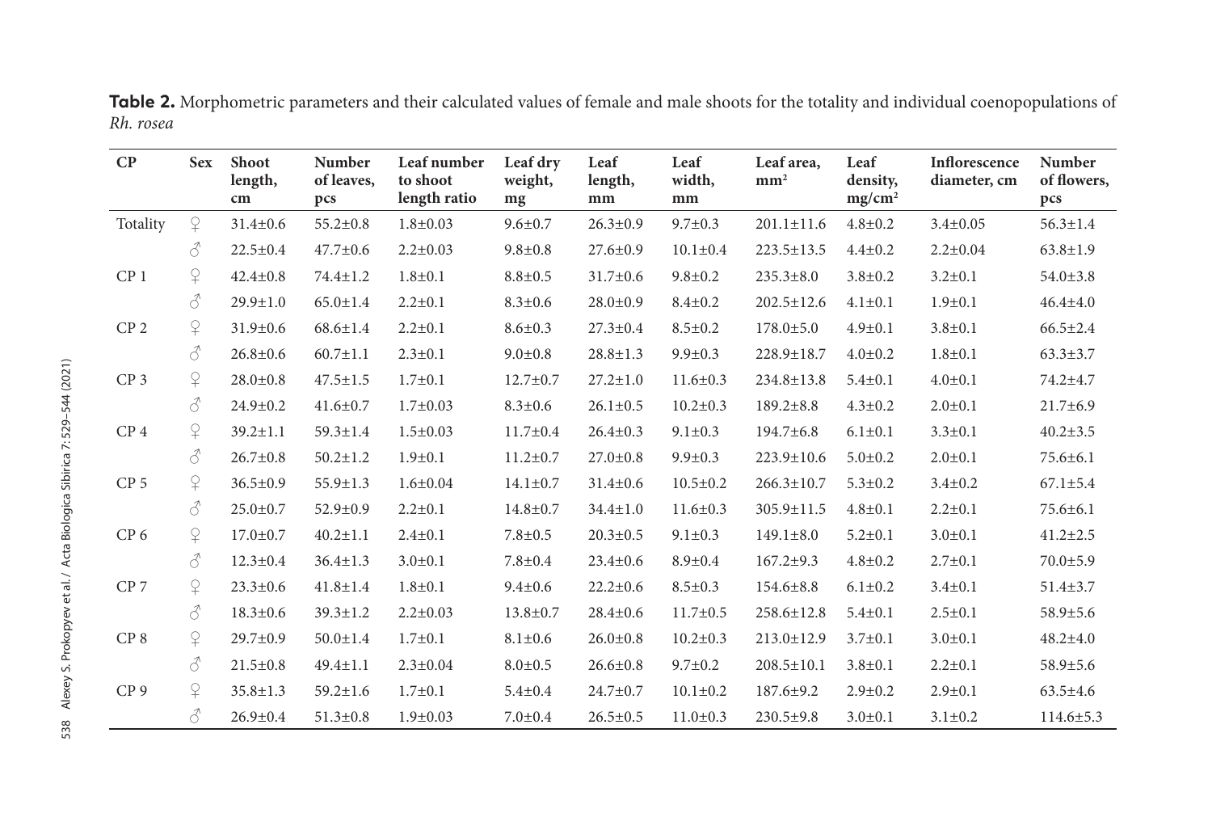**Table 2.** Morphometric parameters and their calculated values of female and male shoots for the totality and individual coenopopulations of *Rh. rosea*

| CP | Sex | Shoot length, cm | Number of leaves, pcs | Leaf number to shoot length ratio | Leaf dry weight, mg | Leaf length, mm | Leaf width, mm | Leaf area, mm² | Leaf density, mg/cm² | Inflorescence diameter, cm | Number of flowers, pcs |
|---|---|---|---|---|---|---|---|---|---|---|---|
| Totality | ♀ | 31.4±0.6 | 55.2±0.8 | 1.8±0.03 | 9.6±0.7 | 26.3±0.9 | 9.7±0.3 | 201.1±11.6 | 4.8±0.2 | 3.4±0.05 | 56.3±1.4 |
| | ♂ | 22.5±0.4 | 47.7±0.6 | 2.2±0.03 | 9.8±0.8 | 27.6±0.9 | 10.1±0.4 | 223.5±13.5 | 4.4±0.2 | 2.2±0.04 | 63.8±1.9 |
| CP 1 | ♀ | 42.4±0.8 | 74.4±1.2 | 1.8±0.1 | 8.8±0.5 | 31.7±0.6 | 9.8±0.2 | 235.3±8.0 | 3.8±0.2 | 3.2±0.1 | 54.0±3.8 |
| | ♂ | 29.9±1.0 | 65.0±1.4 | 2.2±0.1 | 8.3±0.6 | 28.0±0.9 | 8.4±0.2 | 202.5±12.6 | 4.1±0.1 | 1.9±0.1 | 46.4±4.0 |
| CP 2 | ♀ | 31.9±0.6 | 68.6±1.4 | 2.2±0.1 | 8.6±0.3 | 27.3±0.4 | 8.5±0.2 | 178.0±5.0 | 4.9±0.1 | 3.8±0.1 | 66.5±2.4 |
| | ♂ | 26.8±0.6 | 60.7±1.1 | 2.3±0.1 | 9.0±0.8 | 28.8±1.3 | 9.9±0.3 | 228.9±18.7 | 4.0±0.2 | 1.8±0.1 | 63.3±3.7 |
| CP 3 | ♀ | 28.0±0.8 | 47.5±1.5 | 1.7±0.1 | 12.7±0.7 | 27.2±1.0 | 11.6±0.3 | 234.8±13.8 | 5.4±0.1 | 4.0±0.1 | 74.2±4.7 |
| | ♂ | 24.9±0.2 | 41.6±0.7 | 1.7±0.03 | 8.3±0.6 | 26.1±0.5 | 10.2±0.3 | 189.2±8.8 | 4.3±0.2 | 2.0±0.1 | 21.7±6.9 |
| CP 4 | ♀ | 39.2±1.1 | 59.3±1.4 | 1.5±0.03 | 11.7±0.4 | 26.4±0.3 | 9.1±0.3 | 194.7±6.8 | 6.1±0.1 | 3.3±0.1 | 40.2±3.5 |
| | ♂ | 26.7±0.8 | 50.2±1.2 | 1.9±0.1 | 11.2±0.7 | 27.0±0.8 | 9.9±0.3 | 223.9±10.6 | 5.0±0.2 | 2.0±0.1 | 75.6±6.1 |
| CP 5 | ♀ | 36.5±0.9 | 55.9±1.3 | 1.6±0.04 | 14.1±0.7 | 31.4±0.6 | 10.5±0.2 | 266.3±10.7 | 5.3±0.2 | 3.4±0.2 | 67.1±5.4 |
| | ♂ | 25.0±0.7 | 52.9±0.9 | 2.2±0.1 | 14.8±0.7 | 34.4±1.0 | 11.6±0.3 | 305.9±11.5 | 4.8±0.1 | 2.2±0.1 | 75.6±6.1 |
| CP 6 | ♀ | 17.0±0.7 | 40.2±1.1 | 2.4±0.1 | 7.8±0.5 | 20.3±0.5 | 9.1±0.3 | 149.1±8.0 | 5.2±0.1 | 3.0±0.1 | 41.2±2.5 |
| | ♂ | 12.3±0.4 | 36.4±1.3 | 3.0±0.1 | 7.8±0.4 | 23.4±0.6 | 8.9±0.4 | 167.2±9.3 | 4.8±0.2 | 2.7±0.1 | 70.0±5.9 |
| CP 7 | ♀ | 23.3±0.6 | 41.8±1.4 | 1.8±0.1 | 9.4±0.6 | 22.2±0.6 | 8.5±0.3 | 154.6±8.8 | 6.1±0.2 | 3.4±0.1 | 51.4±3.7 |
| | ♂ | 18.3±0.6 | 39.3±1.2 | 2.2±0.03 | 13.8±0.7 | 28.4±0.6 | 11.7±0.5 | 258.6±12.8 | 5.4±0.1 | 2.5±0.1 | 58.9±5.6 |
| CP 8 | ♀ | 29.7±0.9 | 50.0±1.4 | 1.7±0.1 | 8.1±0.6 | 26.0±0.8 | 10.2±0.3 | 213.0±12.9 | 3.7±0.1 | 3.0±0.1 | 48.2±4.0 |
| | ♂ | 21.5±0.8 | 49.4±1.1 | 2.3±0.04 | 8.0±0.5 | 26.6±0.8 | 9.7±0.2 | 208.5±10.1 | 3.8±0.1 | 2.2±0.1 | 58.9±5.6 |
| CP 9 | ♀ | 35.8±1.3 | 59.2±1.6 | 1.7±0.1 | 5.4±0.4 | 24.7±0.7 | 10.1±0.2 | 187.6±9.2 | 2.9±0.2 | 2.9±0.1 | 63.5±4.6 |
| | ♂ | 26.9±0.4 | 51.3±0.8 | 1.9±0.03 | 7.0±0.4 | 26.5±0.5 | 11.0±0.3 | 230.5±9.8 | 3.0±0.1 | 3.1±0.2 | 114.6±5.3 |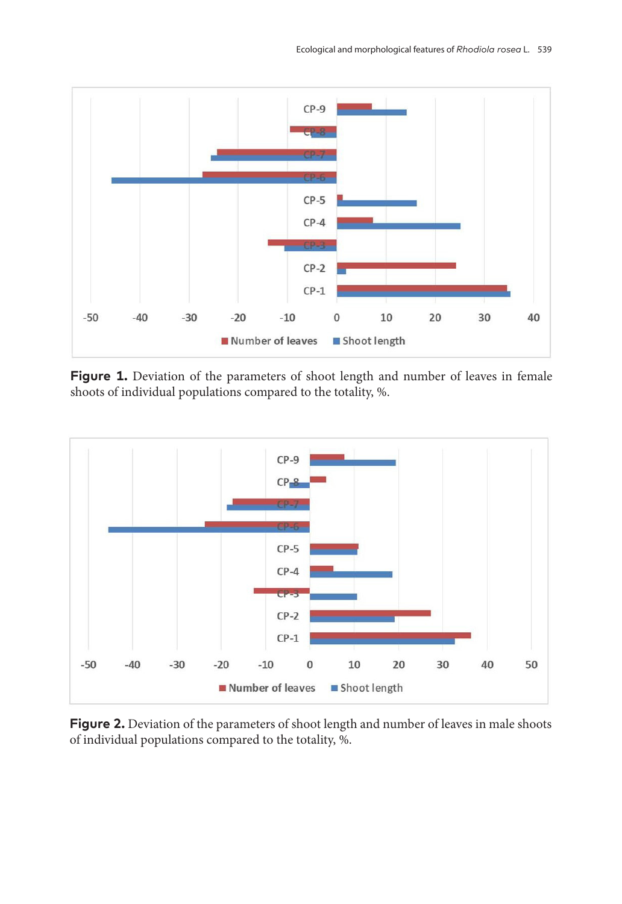**Figure 1.** Deviation of the parameters of shoot length and number of leaves in female shoots of individual populations compared to the totality, %.

**Figure 2.** Deviation of the parameters of shoot length and number of leaves in male shoots of individual populations compared to the totality, %.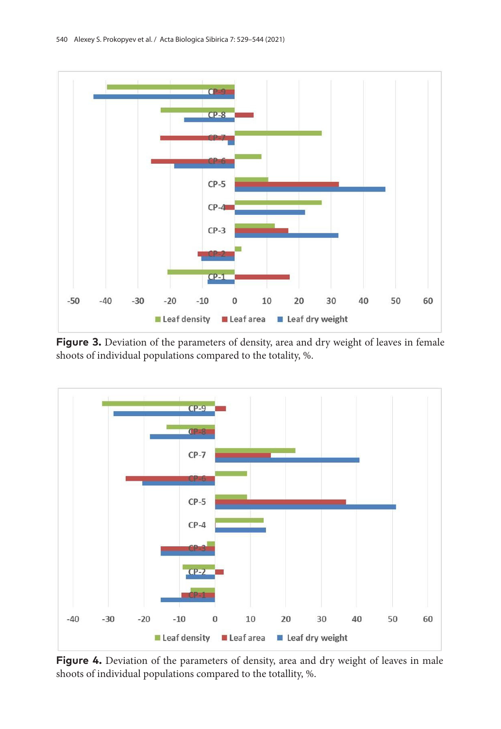**Figure 3.** Deviation of the parameters of density, area and dry weight of leaves in female shoots of individual populations compared to the totality, %.

**Figure 4.** Deviation of the parameters of density, area and dry weight of leaves in male shoots of individual populations compared to the totallity, %.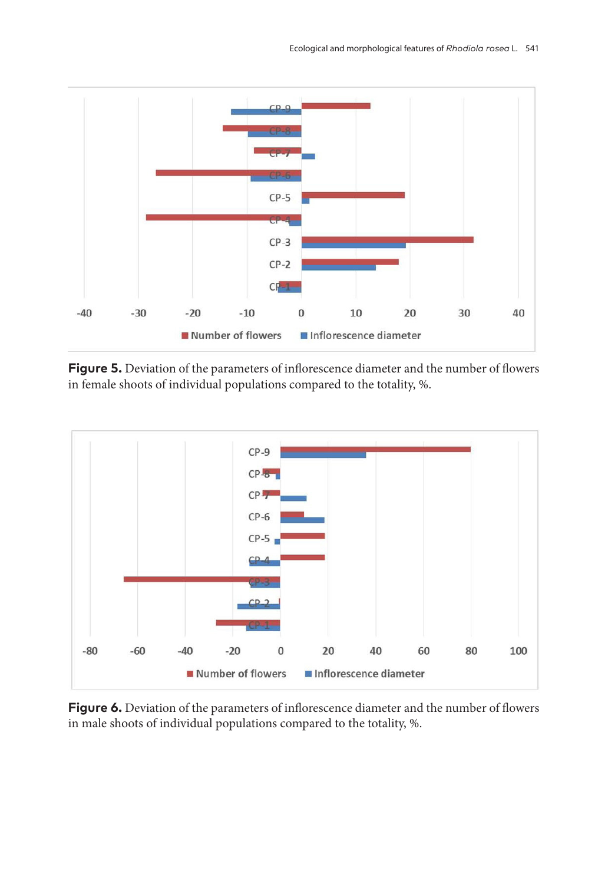Figure 5. Deviation of the parameters of inflorescence diameter and the number of flowers in female shoots of individual populations compared to the totality, %.

Figure 6. Deviation of the parameters of inflorescence diameter and the number of flowers in male shoots of individual populations compared to the totality, %.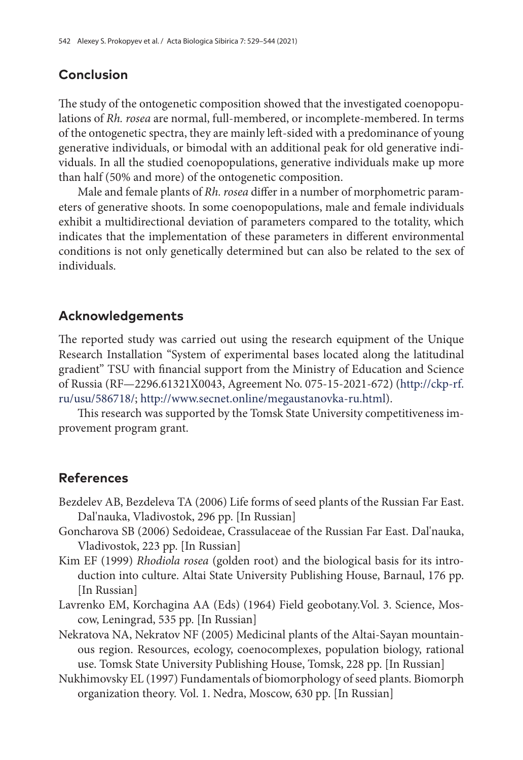## Conclusion

The study of the ontogenetic composition showed that the investigated coenopopulations of *Rh. rosea* are normal, full-membered, or incomplete-membered. In terms of the ontogenetic spectra, they are mainly left-sided with a predominance of young generative individuals, or bimodal with an additional peak for old generative individuals. In all the studied coenopopulations, generative individuals make up more than half (50% and more) of the ontogenetic composition.

Male and female plants of *Rh. rosea* differ in a number of morphometric parameters of generative shoots. In some coenopopulations, male and female individuals exhibit a multidirectional deviation of parameters compared to the totality, which indicates that the implementation of these parameters in different environmental conditions is not only genetically determined but can also be related to the sex of individuals.

## Acknowledgements

The reported study was carried out using the research equipment of the Unique Research Installation "System of experimental bases located along the latitudinal gradient" TSU with financial support from the Ministry of Education and Science of Russia (RF—2296.61321X0043, Agreement No. 075-15-2021-672) (http://ckp-rf.ru/usu/586718/; http://www.secnet.online/megaustanovka-ru.html).

This research was supported by the Tomsk State University competitiveness improvement program grant.

## References

Bezdelev AB, Bezdeleva TA (2006) Life forms of seed plants of the Russian Far East. Dal'nauka, Vladivostok, 296 pp. [In Russian]

Goncharova SB (2006) Sedoideae, Crassulaceae of the Russian Far East. Dal'nauka, Vladivostok, 223 pp. [In Russian]

Kim EF (1999) *Rhodiola rosea* (golden root) and the biological basis for its introduction into culture. Altai State University Publishing House, Barnaul, 176 pp. [In Russian]

Lavrenko EM, Korchagina AA (Eds) (1964) Field geobotany.Vol. 3. Science, Moscow, Leningrad, 535 pp. [In Russian]

Nekratova NA, Nekratov NF (2005) Medicinal plants of the Altai-Sayan mountainous region. Resources, ecology, coenocomplexes, population biology, rational use. Tomsk State University Publishing House, Tomsk, 228 pp. [In Russian]

Nukhimovsky EL (1997) Fundamentals of biomorphology of seed plants. Biomorph organization theory. Vol. 1. Nedra, Moscow, 630 pp. [In Russian]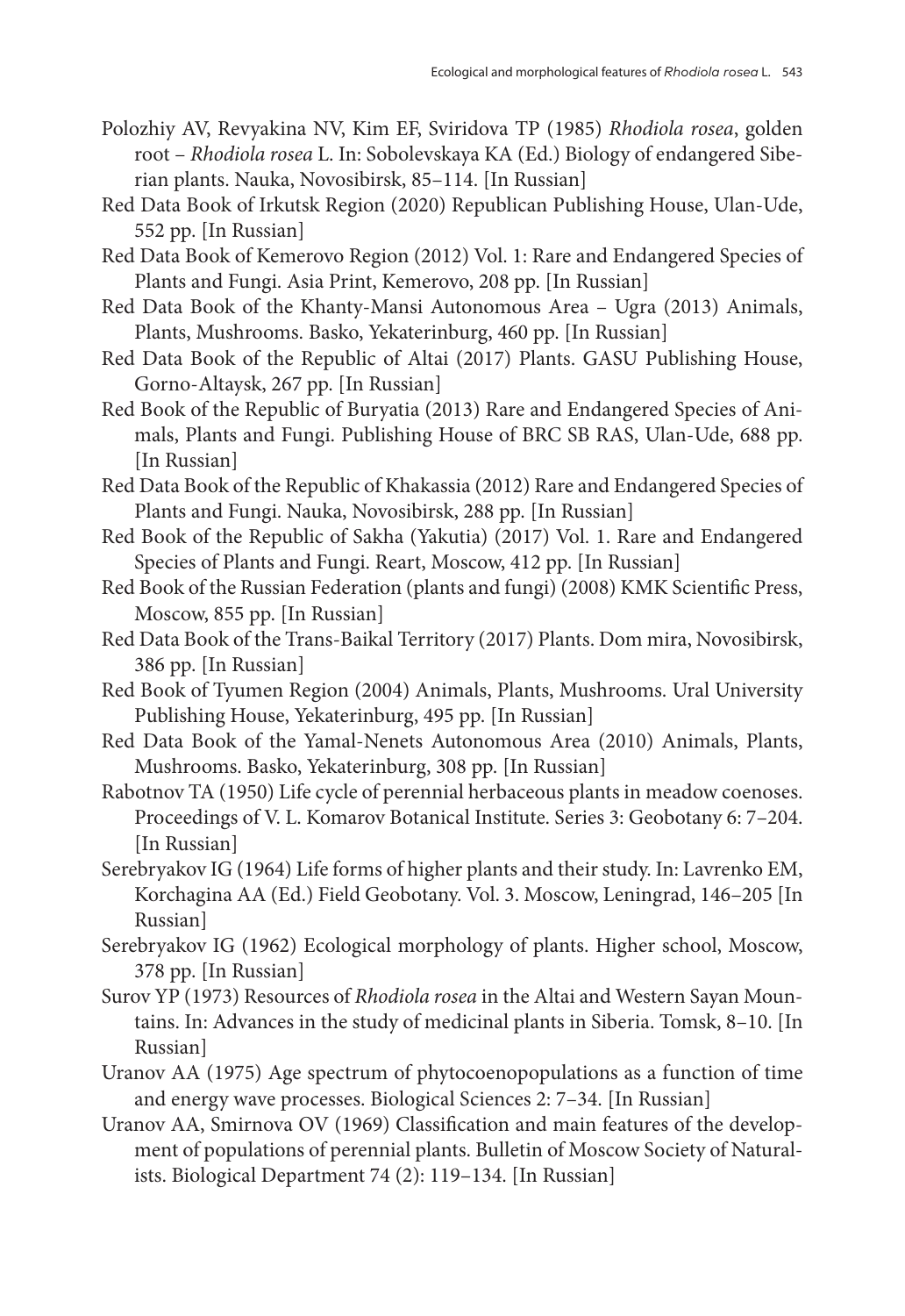Polozhiy AV, Revyakina NV, Kim EF, Sviridova TP (1985) *Rhodiola rosea*, golden root – *Rhodiola rosea* L. In: Sobolevskaya KA (Ed.) Biology of endangered Siberian plants. Nauka, Novosibirsk, 85–114. [In Russian]

Red Data Book of Irkutsk Region (2020) Republican Publishing House, Ulan-Ude, 552 pp. [In Russian]

Red Data Book of Kemerovo Region (2012) Vol. 1: Rare and Endangered Species of Plants and Fungi. Asia Print, Kemerovo, 208 pp. [In Russian]

Red Data Book of the Khanty-Mansi Autonomous Area – Ugra (2013) Animals, Plants, Mushrooms. Basko, Yekaterinburg, 460 pp. [In Russian]

Red Data Book of the Republic of Altai (2017) Plants. GASU Publishing House, Gorno-Altaysk, 267 pp. [In Russian]

Red Book of the Republic of Buryatia (2013) Rare and Endangered Species of Animals, Plants and Fungi. Publishing House of BRC SB RAS, Ulan-Ude, 688 pp. [In Russian]

Red Data Book of the Republic of Khakassia (2012) Rare and Endangered Species of Plants and Fungi. Nauka, Novosibirsk, 288 pp. [In Russian]

Red Book of the Republic of Sakha (Yakutia) (2017) Vol. 1. Rare and Endangered Species of Plants and Fungi. Reart, Moscow, 412 pp. [In Russian]

Red Book of the Russian Federation (plants and fungi) (2008) KMK Scientific Press, Moscow, 855 pp. [In Russian]

Red Data Book of the Trans-Baikal Territory (2017) Plants. Dom mira, Novosibirsk, 386 pp. [In Russian]

Red Book of Tyumen Region (2004) Animals, Plants, Mushrooms. Ural University Publishing House, Yekaterinburg, 495 pp. [In Russian]

Red Data Book of the Yamal-Nenets Autonomous Area (2010) Animals, Plants, Mushrooms. Basko, Yekaterinburg, 308 pp. [In Russian]

Rabotnov TA (1950) Life cycle of perennial herbaceous plants in meadow coenoses. Proceedings of V. L. Komarov Botanical Institute. Series 3: Geobotany 6: 7–204. [In Russian]

Serebryakov IG (1964) Life forms of higher plants and their study. In: Lavrenko EM, Korchagina AA (Ed.) Field Geobotany. Vol. 3. Moscow, Leningrad, 146–205 [In Russian]

Serebryakov IG (1962) Ecological morphology of plants. Higher school, Moscow, 378 pp. [In Russian]

Surov YP (1973) Resources of *Rhodiola rosea* in the Altai and Western Sayan Mountains. In: Advances in the study of medicinal plants in Siberia. Tomsk, 8–10. [In Russian]

Uranov AA (1975) Age spectrum of phytocoenopopulations as a function of time and energy wave processes. Biological Sciences 2: 7–34. [In Russian]

Uranov AA, Smirnova OV (1969) Classification and main features of the development of populations of perennial plants. Bulletin of Moscow Society of Naturalists. Biological Department 74 (2): 119–134. [In Russian]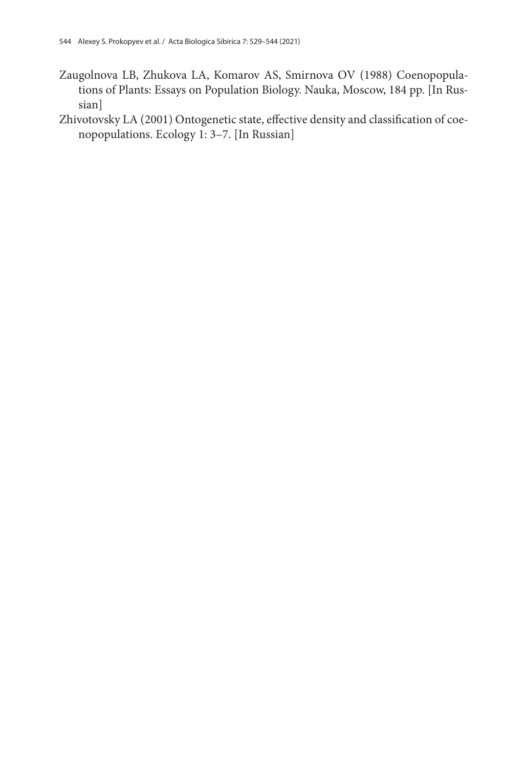Zaugolnova LB, Zhukova LA, Komarov AS, Smirnova OV (1988) Coenopopulations of Plants: Essays on Population Biology. Nauka, Moscow, 184 pp. [In Russian]

Zhivotovsky LA (2001) Ontogenetic state, effective density and classification of coenopopulations. Ecology 1: 3–7. [In Russian]